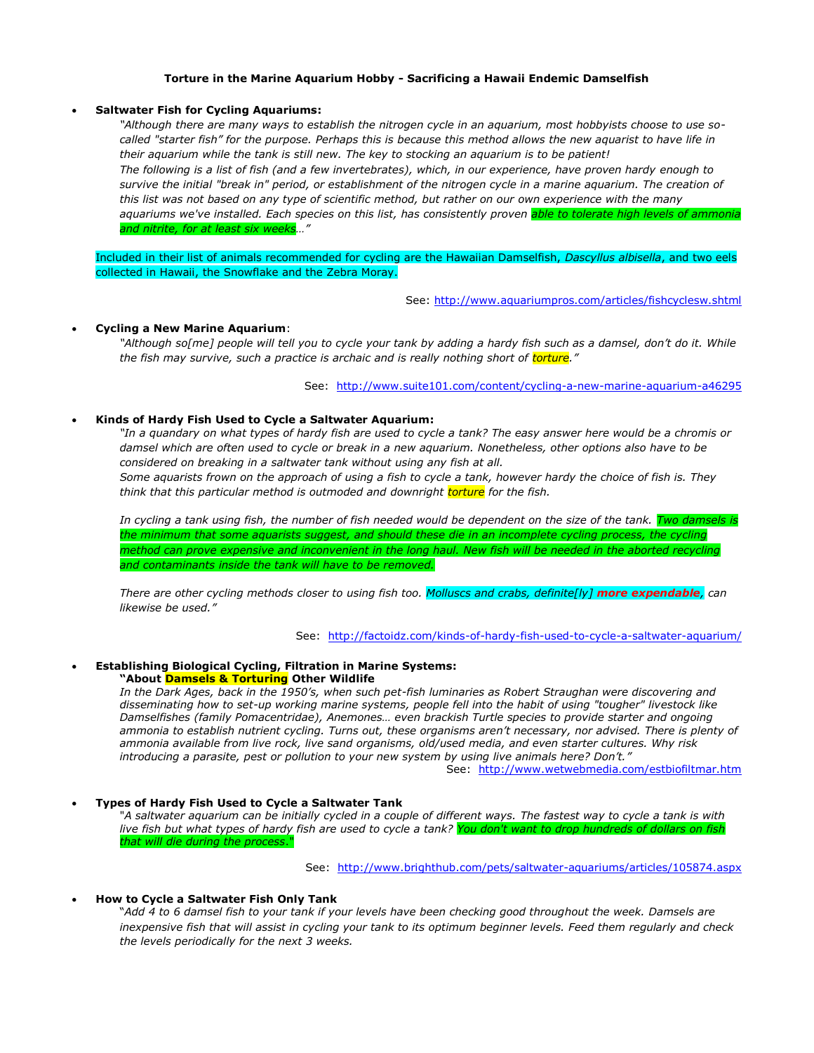**Torture in the Marine Aquarium Hobby - Sacrificing a Hawaii Endemic Damselfish**

- **Saltwater Fish for Cycling Aquariums:**

  *"Although there are many ways to establish the nitrogen cycle in an aquarium, most hobbyists choose to use so-called "starter fish" for the purpose. Perhaps this is because this method allows the new aquarist to have life in their aquarium while the tank is still new. The key to stocking an aquarium is to be patient!*
  *The following is a list of fish (and a few invertebrates), which, in our experience, have proven hardy enough to survive the initial "break in" period, or establishment of the nitrogen cycle in a marine aquarium. The creation of this list was not based on any type of scientific method, but rather on our own experience with the many aquariums we've installed. Each species on this list, has consistently proven able to tolerate high levels of ammonia and nitrite, for at least six weeks…"*

  Included in their list of animals recommended for cycling are the Hawaiian Damselfish, *Dascyllus albisella*, and two eels collected in Hawaii, the Snowflake and the Zebra Moray.

  See: http://www.aquariumpros.com/articles/fishcyclesw.shtml

- **Cycling a New Marine Aquarium**:

  *"Although so[me] people will tell you to cycle your tank by adding a hardy fish such as a damsel, don't do it. While the fish may survive, such a practice is archaic and is really nothing short of torture."*

  See: http://www.suite101.com/content/cycling-a-new-marine-aquarium-a46295

- **Kinds of Hardy Fish Used to Cycle a Saltwater Aquarium:**

  *"In a quandary on what types of hardy fish are used to cycle a tank? The easy answer here would be a chromis or damsel which are often used to cycle or break in a new aquarium. Nonetheless, other options also have to be considered on breaking in a saltwater tank without using any fish at all.*
  *Some aquarists frown on the approach of using a fish to cycle a tank, however hardy the choice of fish is. They think that this particular method is outmoded and downright torture for the fish.*

  *In cycling a tank using fish, the number of fish needed would be dependent on the size of the tank. Two damsels is the minimum that some aquarists suggest, and should these die in an incomplete cycling process, the cycling method can prove expensive and inconvenient in the long haul. New fish will be needed in the aborted recycling and contaminants inside the tank will have to be removed.*

  *There are other cycling methods closer to using fish too. Molluscs and crabs, definite[ly]* ***more expendable****, can likewise be used."*

  See: http://factoidz.com/kinds-of-hardy-fish-used-to-cycle-a-saltwater-aquarium/

- **Establishing Biological Cycling, Filtration in Marine Systems:**

  **"About Damsels & Torturing Other Wildlife**
  *In the Dark Ages, back in the 1950's, when such pet-fish luminaries as Robert Straughan were discovering and disseminating how to set-up working marine systems, people fell into the habit of using "tougher" livestock like Damselfishes (family Pomacentridae), Anemones… even brackish Turtle species to provide starter and ongoing ammonia to establish nutrient cycling. Turns out, these organisms aren't necessary, nor advised. There is plenty of ammonia available from live rock, live sand organisms, old/used media, and even starter cultures. Why risk introducing a parasite, pest or pollution to your new system by using live animals here? Don't."*

  See: http://www.wetwebmedia.com/estbiofiltmar.htm

- **Types of Hardy Fish Used to Cycle a Saltwater Tank**

  *"A saltwater aquarium can be initially cycled in a couple of different ways. The fastest way to cycle a tank is with live fish but what types of hardy fish are used to cycle a tank? You don't want to drop hundreds of dollars on fish that will die during the process."*

  See: http://www.brighthub.com/pets/saltwater-aquariums/articles/105874.aspx

- **How to Cycle a Saltwater Fish Only Tank**

  *"Add 4 to 6 damsel fish to your tank if your levels have been checking good throughout the week. Damsels are inexpensive fish that will assist in cycling your tank to its optimum beginner levels. Feed them regularly and check the levels periodically for the next 3 weeks.*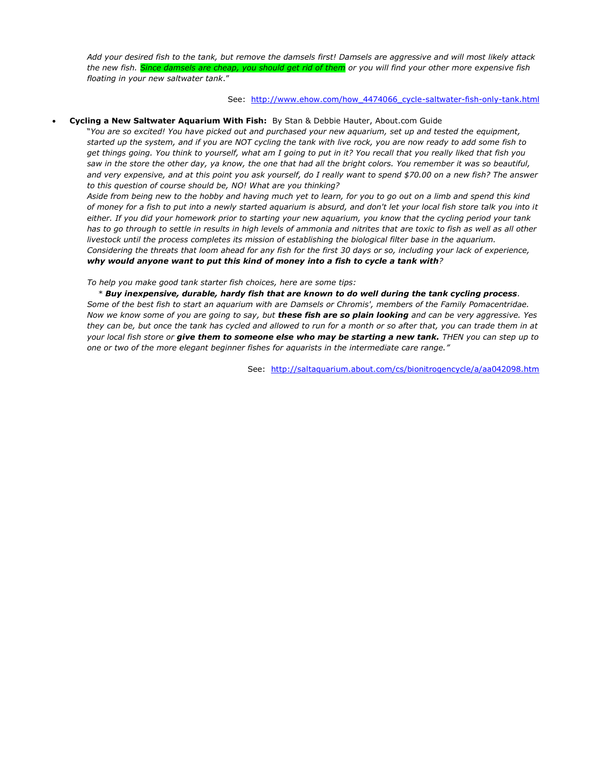*Add your desired fish to the tank, but remove the damsels first! Damsels are aggressive and will most likely attack the new fish. Since damsels are cheap, you should get rid of them or you will find your other more expensive fish floating in your new saltwater tank*."

See: http://www.ehow.com/how_4474066_cycle-saltwater-fish-only-tank.html

- **Cycling a New Saltwater Aquarium With Fish:** By Stan & Debbie Hauter, About.com Guide

  "*You are so excited! You have picked out and purchased your new aquarium, set up and tested the equipment, started up the system, and if you are NOT cycling the tank with live rock, you are now ready to add some fish to get things going. You think to yourself, what am I going to put in it? You recall that you really liked that fish you saw in the store the other day, ya know, the one that had all the bright colors. You remember it was so beautiful, and very expensive, and at this point you ask yourself, do I really want to spend $70.00 on a new fish? The answer to this question of course should be, NO! What are you thinking?*

  *Aside from being new to the hobby and having much yet to learn, for you to go out on a limb and spend this kind of money for a fish to put into a newly started aquarium is absurd, and don't let your local fish store talk you into it either. If you did your homework prior to starting your new aquarium, you know that the cycling period your tank has to go through to settle in results in high levels of ammonia and nitrites that are toxic to fish as well as all other livestock until the process completes its mission of establishing the biological filter base in the aquarium.*

  *Considering the threats that loom ahead for any fish for the first 30 days or so, including your lack of experience,* ***why would anyone want to put this kind of money into a fish to cycle a tank with****?*

  *To help you make good tank starter fish choices, here are some tips:*

  \* ***Buy inexpensive, durable, hardy fish that are known to do well during the tank cycling process****. Some of the best fish to start an aquarium with are Damsels or Chromis', members of the Family Pomacentridae. Now we know some of you are going to say, but* ***these fish are so plain looking*** *and can be very aggressive. Yes they can be, but once the tank has cycled and allowed to run for a month or so after that, you can trade them in at your local fish store or* ***give them to someone else who may be starting a new tank.*** *THEN you can step up to one or two of the more elegant beginner fishes for aquarists in the intermediate care range."*

See: http://saltaquarium.about.com/cs/bionitrogencycle/a/aa042098.htm